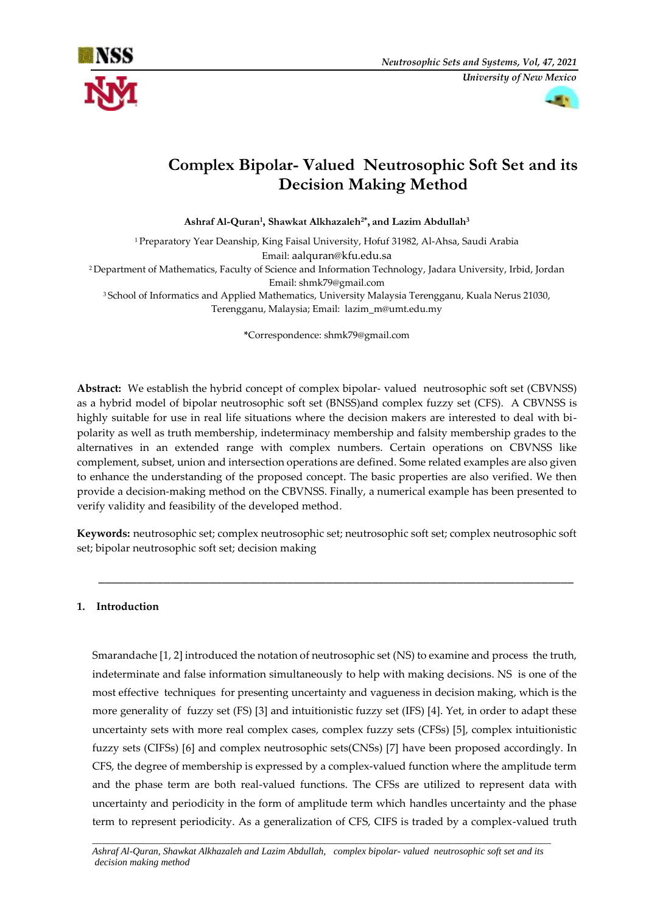# Complex Bipolar- Valued Neutrosophic Soft Set and its Decision Making Method

**Ashraf Al-Quran[1], Shawkat Alkhazaleh[2*], and Lazim Abdullah[3]**

[1] Preparatory Year Deanship, King Faisal University, Hofuf 31982, Al-Ahsa, Saudi Arabia
Email: aalquran@kfu.edu.sa

[2] Department of Mathematics, Faculty of Science and Information Technology, Jadara University, Irbid, Jordan
Email: shmk79@gmail.com

[3] School of Informatics and Applied Mathematics, University Malaysia Terengganu, Kuala Nerus 21030, Terengganu, Malaysia; Email: lazim_m@umt.edu.my

*Correspondence: shmk79@gmail.com

**Abstract:** We establish the hybrid concept of complex bipolar- valued neutrosophic soft set (CBVNSS) as a hybrid model of bipolar neutrosophic soft set (BNSS)and complex fuzzy set (CFS). A CBVNSS is highly suitable for use in real life situations where the decision makers are interested to deal with bi-polarity as well as truth membership, indeterminacy membership and falsity membership grades to the alternatives in an extended range with complex numbers. Certain operations on CBVNSS like complement, subset, union and intersection operations are defined. Some related examples are also given to enhance the understanding of the proposed concept. The basic properties are also verified. We then provide a decision-making method on the CBVNSS. Finally, a numerical example has been presented to verify validity and feasibility of the developed method.

**Keywords:** neutrosophic set; complex neutrosophic set; neutrosophic soft set; complex neutrosophic soft set; bipolar neutrosophic soft set; decision making

## 1. Introduction

Smarandache [1, 2] introduced the notation of neutrosophic set (NS) to examine and process the truth, indeterminate and false information simultaneously to help with making decisions. NS is one of the most effective techniques for presenting uncertainty and vagueness in decision making, which is the more generality of fuzzy set (FS) [3] and intuitionistic fuzzy set (IFS) [4]. Yet, in order to adapt these uncertainty sets with more real complex cases, complex fuzzy sets (CFSs) [5], complex intuitionistic fuzzy sets (CIFSs) [6] and complex neutrosophic sets(CNSs) [7] have been proposed accordingly. In CFS, the degree of membership is expressed by a complex-valued function where the amplitude term and the phase term are both real-valued functions. The CFSs are utilized to represent data with uncertainty and periodicity in the form of amplitude term which handles uncertainty and the phase term to represent periodicity. As a generalization of CFS, CIFS is traded by a complex-valued truth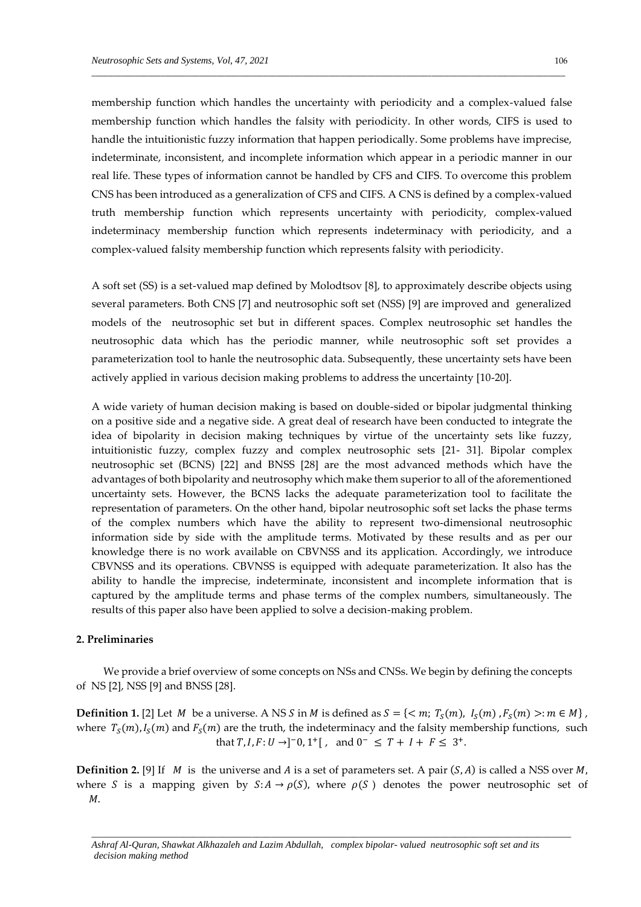membership function which handles the uncertainty with periodicity and a complex-valued false membership function which handles the falsity with periodicity. In other words, CIFS is used to handle the intuitionistic fuzzy information that happen periodically. Some problems have imprecise, indeterminate, inconsistent, and incomplete information which appear in a periodic manner in our real life. These types of information cannot be handled by CFS and CIFS. To overcome this problem CNS has been introduced as a generalization of CFS and CIFS. A CNS is defined by a complex-valued truth membership function which represents uncertainty with periodicity, complex-valued indeterminacy membership function which represents indeterminacy with periodicity, and a complex-valued falsity membership function which represents falsity with periodicity.

A soft set (SS) is a set-valued map defined by Molodtsov [8], to approximately describe objects using several parameters. Both CNS [7] and neutrosophic soft set (NSS) [9] are improved and generalized models of the neutrosophic set but in different spaces. Complex neutrosophic set handles the neutrosophic data which has the periodic manner, while neutrosophic soft set provides a parameterization tool to hanle the neutrosophic data. Subsequently, these uncertainty sets have been actively applied in various decision making problems to address the uncertainty [10-20].

A wide variety of human decision making is based on double-sided or bipolar judgmental thinking on a positive side and a negative side. A great deal of research have been conducted to integrate the idea of bipolarity in decision making techniques by virtue of the uncertainty sets like fuzzy, intuitionistic fuzzy, complex fuzzy and complex neutrosophic sets [21- 31]. Bipolar complex neutrosophic set (BCNS) [22] and BNSS [28] are the most advanced methods which have the advantages of both bipolarity and neutrosophy which make them superior to all of the aforementioned uncertainty sets. However, the BCNS lacks the adequate parameterization tool to facilitate the representation of parameters. On the other hand, bipolar neutrosophic soft set lacks the phase terms of the complex numbers which have the ability to represent two-dimensional neutrosophic information side by side with the amplitude terms. Motivated by these results and as per our knowledge there is no work available on CBVNSS and its application. Accordingly, we introduce CBVNSS and its operations. CBVNSS is equipped with adequate parameterization. It also has the ability to handle the imprecise, indeterminate, inconsistent and incomplete information that is captured by the amplitude terms and phase terms of the complex numbers, simultaneously. The results of this paper also have been applied to solve a decision-making problem.

## 2. Preliminaries

We provide a brief overview of some concepts on NSs and CNSs. We begin by defining the concepts of NS [2], NSS [9] and BNSS [28].

**Definition 1.** [2] Let $M$ be a universe. A NS $S$ in $M$ is defined as $S = \{< m;\ T_S(m),\ I_S(m)\ , F_S(m) >: m \in M\}$, where $T_S(m), I_S(m)$ and $F_S(m)$ are the truth, the indeterminacy and the falsity membership functions, such that $T, I, F: U \to ]^{-}0, 1^{+}[$ , and $0^{-} \leq T + I + F \leq 3^{+}$.

**Definition 2.** [9] If $M$ is the universe and $A$ is a set of parameters set. A pair $(S, A)$ is called a NSS over $M$, where $S$ is a mapping given by $S: A \to \rho(S)$, where $\rho(S)$ denotes the power neutrosophic set of $M$.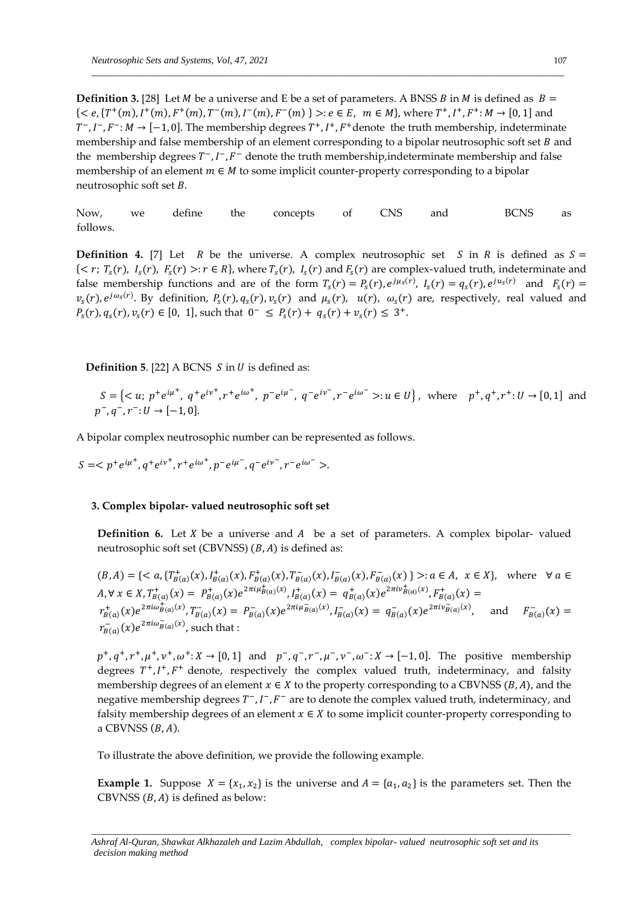**Definition 3.** [28] Let $M$ be a universe and E be a set of parameters. A BNSS $B$ in $M$ is defined as $B = \{< e, \{T^+(m), I^+(m), F^+(m), T^-(m), I^-(m), F^-(m)\} >: e \in E,\ m \in M\}$, where $T^+, I^+, F^+: M \to [0, 1]$ and $T^-, I^-, F^-: M \to [-1, 0]$. The membership degrees $T^+, I^+, F^+$ denote the truth membership, indeterminate membership and false membership of an element corresponding to a bipolar neutrosophic soft set $B$ and the membership degrees $T^-, I^-, F^-$ denote the truth membership,indeterminate membership and false membership of an element $m \in M$ to some implicit counter-property corresponding to a bipolar neutrosophic soft set $B$.

Now, we define the concepts of CNS and BCNS as follows.

**Definition 4.** [7] Let $R$ be the universe. A complex neutrosophic set $S$ in $R$ is defined as $S = \{< r;\ T_s(r),\ I_s(r),\ F_s(r) >: r \in R\}$, where $T_s(r)$, $I_s(r)$ and $F_s(r)$ are complex-valued truth, indeterminate and false membership functions and are of the form $T_s(r) = P_s(r), e^{j\mu_s(r)}$, $I_s(r) = q_s(r), e^{ju_s(r)}$ and $F_s(r) = v_s(r), e^{j\omega_s(r)}$. By definition, $P_s(r), q_s(r), v_s(r)$ and $\mu_s(r)$, $u(r)$, $\omega_s(r)$ are, respectively, real valued and $P_s(r), q_s(r), v_s(r) \in [0,\ 1]$, such that $0^- \leq P_s(r) + q_s(r) + v_s(r) \leq 3^+$.

**Definition 5**. [22] A BCNS $S$ in $U$ is defined as:

$S = \{< u;\ p^+e^{i\mu^+},\ q^+e^{i\nu^+}, r^+e^{i\omega^+},\ p^-e^{i\mu^-},\ q^-e^{i\nu^-}, r^-e^{i\omega^-} >: u \in U\}$, where $p^+, q^+, r^+: U \to [0,1]$ and $p^-, q^-, r^-: U \to [-1, 0]$.

A bipolar complex neutrosophic number can be represented as follows.

$S =< p^+e^{i\mu^+}, q^+e^{i\nu^+}, r^+e^{i\omega^+}, p^-e^{i\mu^-}, q^-e^{i\nu^-}, r^-e^{i\omega^-} >$.

## 3. Complex bipolar- valued neutrosophic soft set

**Definition 6.** Let $X$ be a universe and $A$ be a set of parameters. A complex bipolar- valued neutrosophic soft set (CBVNSS) $(B, A)$ is defined as:

$(B, A) = \{< a, \{T^+_{B(a)}(x), I^+_{B(a)}(x), F^+_{B(a)}(x), T^-_{B(a)}(x), I^-_{B(a)}(x), F^-_{B(a)}(x)\} >: a \in A,\ x \in X\}$, where $\forall\, a \in A, \forall\, x \in X, T^+_{B(a)}(x) = P^+_{B(a)}(x)e^{2\pi i\mu^+_{B(a)}(x)}, I^+_{B(a)}(x) = q^+_{B(a)}(x)e^{2\pi i\nu^+_{B(a)}(x)}, F^+_{B(a)}(x) = r^+_{B(a)}(x)e^{2\pi i\omega^+_{B(a)}(x)}, T^-_{B(a)}(x) = P^-_{B(a)}(x)e^{2\pi i\mu^-_{B(a)}(x)}, I^-_{B(a)}(x) = q^-_{B(a)}(x)e^{2\pi i\nu^-_{B(a)}(x)}$, and $F^-_{B(a)}(x) = r^-_{B(a)}(x)e^{2\pi i\omega^-_{B(a)}(x)}$, such that :

$p^+, q^+, r^+, \mu^+, \nu^+, \omega^+: X \to [0, 1]$ and $p^-, q^-, r^-, \mu^-, \nu^-, \omega^-: X \to [-1, 0]$. The positive membership degrees $T^+, I^+, F^+$ denote, respectively the complex valued truth, indeterminacy, and falsity membership degrees of an element $x \in X$ to the property corresponding to a CBVNSS $(B, A)$, and the negative membership degrees $T^-, I^-, F^-$ are to denote the complex valued truth, indeterminacy, and falsity membership degrees of an element $x \in X$ to some implicit counter-property corresponding to a CBVNSS $(B, A)$.

To illustrate the above definition, we provide the following example.

**Example 1.** Suppose $X = \{x_1, x_2\}$ is the universe and $A = \{a_1, a_2\}$ is the parameters set. Then the CBVNSS $(B, A)$ is defined as below: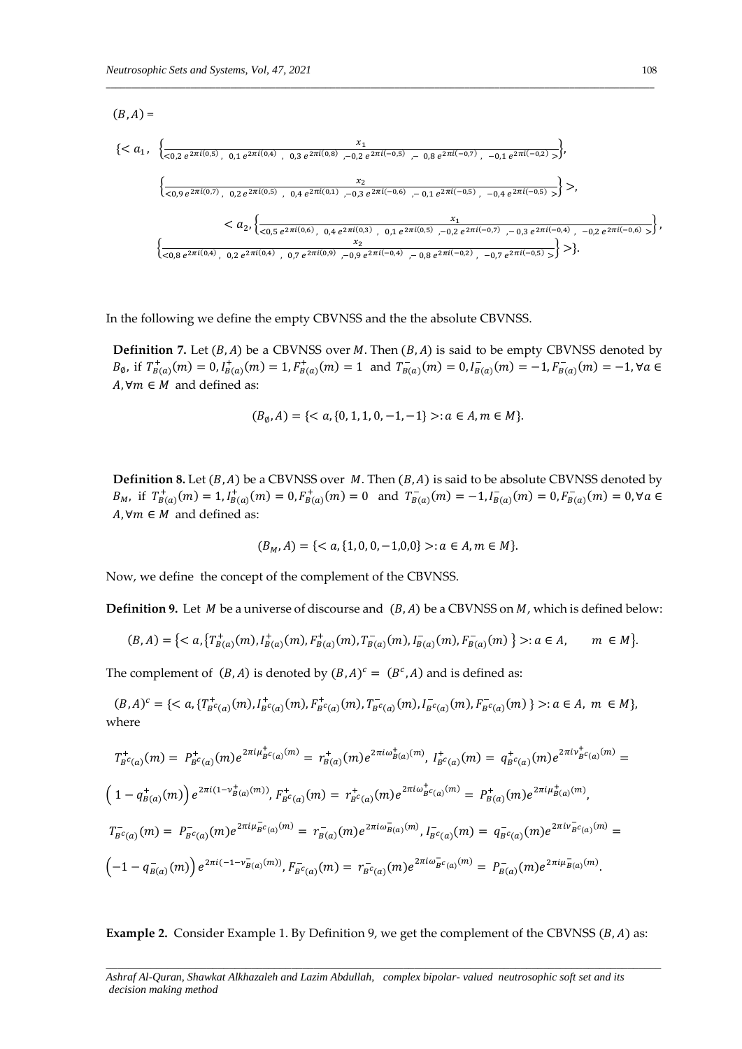$(B, A) =$

$$\{< a_1, \left\{\frac{x_1}{<0{,}2\, e^{2\pi i(0{,}5)},\ 0{,}1\, e^{2\pi i(0{,}4)},\ 0{,}3\, e^{2\pi i(0{,}8)},-0{,}2\, e^{2\pi i(-0{,}5)},-\ 0{,}8\, e^{2\pi i(-0{,}7)},\ -0{,}1\, e^{2\pi i(-0{,}2)}>}\right\},$$

$$\left\{\frac{x_2}{<0{,}9\, e^{2\pi i(0{,}7)},\ 0{,}2\, e^{2\pi i(0{,}5)},\ 0{,}4\, e^{2\pi i(0{,}1)},-0{,}3\, e^{2\pi i(-0{,}6)},-\ 0{,}1\, e^{2\pi i(-0{,}5)},\ -0{,}4\, e^{2\pi i(-0{,}5)}>}\right\}>,$$

$$< a_2, \left\{\frac{x_1}{<0{,}5\, e^{2\pi i(0{,}6)},\ 0{,}4\, e^{2\pi i(0{,}3)},\ 0{,}1\, e^{2\pi i(0{,}5)},-0{,}2\, e^{2\pi i(-0{,}7)},-\ 0{,}3\, e^{2\pi i(-0{,}4)},\ -0{,}2\, e^{2\pi i(-0{,}6)}>}\right\},$$

$$\left\{\frac{x_2}{<0{,}8\, e^{2\pi i(0{,}4)},\ 0{,}2\, e^{2\pi i(0{,}4)},\ 0{,}7\, e^{2\pi i(0{,}9)},-0{,}9\, e^{2\pi i(-0{,}4)},-\ 0{,}8\, e^{2\pi i(-0{,}2)},\ -0{,}7\, e^{2\pi i(-0{,}5)}>}\right\}>\}.$$

In the following we define the empty CBVNSS and the the absolute CBVNSS.

**Definition 7.** Let $(B, A)$ be a CBVNSS over $M$. Then $(B, A)$ is said to be empty CBVNSS denoted by $B_\emptyset$, if $T^+_{B(a)}(m) = 0, I^+_{B(a)}(m) = 1, F^+_{B(a)}(m) = 1$ and $T^-_{B(a)}(m) = 0, I^-_{B(a)}(m) = -1, F^-_{B(a)}(m) = -1, \forall a \in A, \forall m \in M$ and defined as:

$$(B_\emptyset, A) = \{< a, \{0, 1, 1, 0, -1, -1\} >: a \in A, m \in M\}.$$

**Definition 8.** Let $(B, A)$ be a CBVNSS over $M$. Then $(B, A)$ is said to be absolute CBVNSS denoted by $B_M$, if $T^+_{B(a)}(m) = 1, I^+_{B(a)}(m) = 0, F^+_{B(a)}(m) = 0$ and $T^-_{B(a)}(m) = -1, I^-_{B(a)}(m) = 0, F^-_{B(a)}(m) = 0, \forall a \in A, \forall m \in M$ and defined as:

$$(B_M, A) = \{< a, \{1, 0, 0, -1, 0, 0\} >: a \in A, m \in M\}.$$

Now, we define the concept of the complement of the CBVNSS.

**Definition 9.** Let $M$ be a universe of discourse and $(B, A)$ be a CBVNSS on $M$, which is defined below:

$$(B, A) = \{< a, \{T^+_{B(a)}(m), I^+_{B(a)}(m), F^+_{B(a)}(m), T^-_{B(a)}(m), I^-_{B(a)}(m), F^-_{B(a)}(m)\} >: a \in A, \quad m \in M\}.$$

The complement of $(B, A)$ is denoted by $(B, A)^c = (B^c, A)$ and is defined as:

$$(B, A)^c = \{< a, \{T^+_{B^c(a)}(m), I^+_{B^c(a)}(m), F^+_{B^c(a)}(m), T^-_{B^c(a)}(m), I^-_{B^c(a)}(m), F^-_{B^c(a)}(m)\} >: a \in A,\ m \in M\},$$

where

$$T^+_{B^c(a)}(m) = P^+_{B^c(a)}(m) e^{2\pi i \mu^+_{B^c(a)}(m)} = r^+_{B(a)}(m) e^{2\pi i \omega^+_{B(a)}(m)},\ I^+_{B^c(a)}(m) = q^+_{B^c(a)}(m) e^{2\pi i v^+_{B^c(a)}(m)} =$$

$$\left(1 - q^+_{B(a)}(m)\right) e^{2\pi i (1 - v^+_{B(a)}(m))},\ F^+_{B^c(a)}(m) = r^+_{B^c(a)}(m) e^{2\pi i \omega^+_{B^c(a)}(m)} = P^+_{B(a)}(m) e^{2\pi i \mu^+_{B(a)}(m)},$$

$$T^-_{B^c(a)}(m) = P^-_{B^c(a)}(m) e^{2\pi i \mu^-_{B^c(a)}(m)} = r^-_{B(a)}(m) e^{2\pi i \omega^-_{B(a)}(m)},\ I^-_{B^c(a)}(m) = q^-_{B^c(a)}(m) e^{2\pi i v^-_{B^c(a)}(m)} =$$

$$\left(-1 - q^-_{B(a)}(m)\right) e^{2\pi i (-1 - v^-_{B(a)}(m))},\ F^-_{B^c(a)}(m) = r^-_{B^c(a)}(m) e^{2\pi i \omega^-_{B^c(a)}(m)} = P^-_{B(a)}(m) e^{2\pi i \mu^-_{B(a)}(m)}.$$

**Example 2.** Consider Example 1. By Definition 9, we get the complement of the CBVNSS $(B, A)$ as: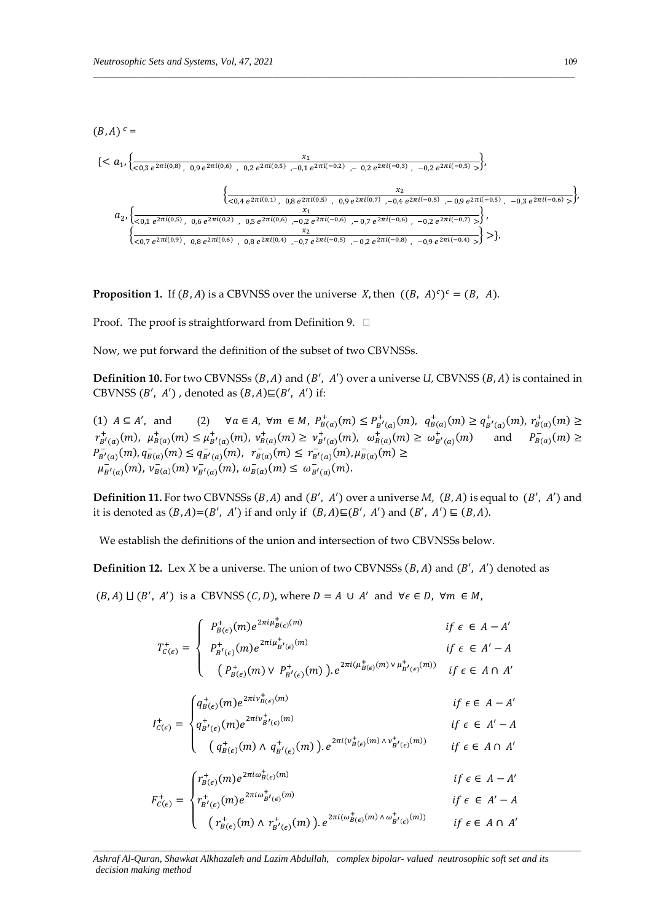$(B, A)^c =$

$$\{< a_1, \left\{\frac{x_1}{<0{,}3\, e^{2\pi i(0{,}8)},\ 0{,}9\, e^{2\pi i(0{,}6)},\ 0{,}2\, e^{2\pi i(0{,}5)}, -0{,}1\, e^{2\pi i(-0{,}2)}, -\ 0{,}2\, e^{2\pi i(-0{,}3)},\ -0{,}2\, e^{2\pi i(-0{,}5)}>}\right\},$$

$$\left\{\frac{x_2}{<0{,}4\, e^{2\pi i(0{,}1)},\ 0{,}8\, e^{2\pi i(0{,}5)},\ 0{,}9\, e^{2\pi i(0{,}7)}, -0{,}4\, e^{2\pi i(-0{,}5)}, -\ 0{,}9\, e^{2\pi i(-0{,}5)},\ -0{,}3\, e^{2\pi i(-0{,}6)}>}\right\},$$

$$a_2, \left\{\frac{x_1}{<0{,}1\, e^{2\pi i(0{,}5)},\ 0{,}6\, e^{2\pi i(0{,}2)},\ 0{,}5\, e^{2\pi i(0{,}6)}, -0{,}2\, e^{2\pi i(-0{,}6)}, -\ 0{,}7\, e^{2\pi i(-0{,}6)},\ -0{,}2\, e^{2\pi i(-0{,}7)}>}\right\},$$

$$\left\{\frac{x_2}{<0{,}7\, e^{2\pi i(0{,}9)},\ 0{,}8\, e^{2\pi i(0{,}6)},\ 0{,}8\, e^{2\pi i(0{,}4)}, -0{,}7\, e^{2\pi i(-0{,}5)}, -\ 0{,}2\, e^{2\pi i(-0{,}8)},\ -0{,}9\, e^{2\pi i(-0{,}4)}>}\right\} >\}.$$

**Proposition 1.** If $(B, A)$ is a CBVNSS over the universe $X$, then $((B,\ A)^c)^c = (B,\ A)$.

Proof. The proof is straightforward from Definition 9. □

Now, we put forward the definition of the subset of two CBVNSSs.

**Definition 10.** For two CBVNSSs $(B, A)$ and $(B',\ A')$ over a universe $U$, CBVNSS $(B, A)$ is contained in CBVNSS $(B',\ A')$, denoted as $(B, A) \sqsubseteq (B',\ A')$ if:

(1) $A \subseteq A'$, and (2) $\forall a \in A,\ \forall m \in M,\ P^+_{B(a)}(m) \le P^+_{B'(a)}(m),\ q^+_{B(a)}(m) \ge q^+_{B'(a)}(m),\ r^+_{B(a)}(m) \ge r^+_{B'(a)}(m),\ \mu^+_{B(a)}(m) \le \mu^+_{B'(a)}(m),\ \nu^+_{B(a)}(m) \ge \nu^+_{B'(a)}(m),\ \omega^+_{B(a)}(m) \ge \omega^+_{B'(a)}(m)$ and $P^-_{B(a)}(m) \ge P^-_{B'(a)}(m), q^-_{B(a)}(m) \le q^-_{B'(a)}(m),\ r^-_{B(a)}(m) \le r^-_{B'(a)}(m), \mu^-_{B(a)}(m) \ge \mu^-_{B'(a)}(m),\ \nu^-_{B(a)}(m)\ \nu^-_{B'(a)}(m),\ \omega^-_{B(a)}(m) \le\ \omega^-_{B'(a)}(m)$.

**Definition 11.** For two CBVNSSs $(B, A)$ and $(B',\ A')$ over a universe $M$, $(B, A)$ is equal to $(B',\ A')$ and it is denoted as $(B, A) = (B',\ A')$ if and only if $(B, A) \sqsubseteq (B',\ A')$ and $(B',\ A') \sqsubseteq (B, A)$.

We establish the definitions of the union and intersection of two CBVNSSs below.

**Definition 12.** Lex $X$ be a universe. The union of two CBVNSSs $(B, A)$ and $(B',\ A')$ denoted as

$(B, A) \sqcup (B',\ A')$ is a CBVNSS $(C, D)$, where $D = A\ \cup\ A'$ and $\forall \epsilon \in D,\ \forall m\ \in M$,

$$T^+_{C(\epsilon)} = \begin{cases} P^+_{B(\epsilon)}(m) e^{2\pi i \mu^+_{B(\epsilon)}(m)} & if\ \epsilon\ \in\ A - A' \\ P^+_{B'(\epsilon)}(m) e^{2\pi i \mu^+_{B'(\epsilon)}(m)} & if\ \epsilon\ \in\ A' - A \\ \left( P^+_{B(\epsilon)}(m) \vee\ P^+_{B'(\epsilon)}(m)\ \right). e^{2\pi i (\mu^+_{B(\epsilon)}(m) \vee \mu^+_{B'(\epsilon)}(m))} & if\ \epsilon \in\ A \cap\ A' \end{cases}$$

$$I^+_{C(\epsilon)} = \begin{cases} q^+_{B(\epsilon)}(m) e^{2\pi i \nu^+_{B(\epsilon)}(m)} & if\ \epsilon \in\ A - A' \\ q^+_{B'(\epsilon)}(m) e^{2\pi i \nu^+_{B'(\epsilon)}(m)} & if\ \epsilon\ \in\ A' - A \\ \left( q^+_{B(\epsilon)}(m) \wedge\ q^+_{B'(\epsilon)}(m)\ \right). e^{2\pi i (\nu^+_{B(\epsilon)}(m) \wedge \nu^+_{B'(\epsilon)}(m))} & if\ \epsilon \in\ A \cap\ A' \end{cases}$$

$$F^+_{C(\epsilon)} = \begin{cases} r^+_{B(\epsilon)}(m) e^{2\pi i \omega^+_{B(\epsilon)}(m)} & if\ \epsilon\ \in\ A - A' \\ r^+_{B'(\epsilon)}(m) e^{2\pi i \omega^+_{B'(\epsilon)}(m)} & if\ \epsilon\ \in\ A' - A \\ \left( r^+_{B(\epsilon)}(m) \wedge\ r^+_{B'(\epsilon)}(m)\ \right). e^{2\pi i (\omega^+_{B(\epsilon)}(m) \wedge \omega^+_{B'(\epsilon)}(m))} & if\ \epsilon \in\ A \cap\ A' \end{cases}$$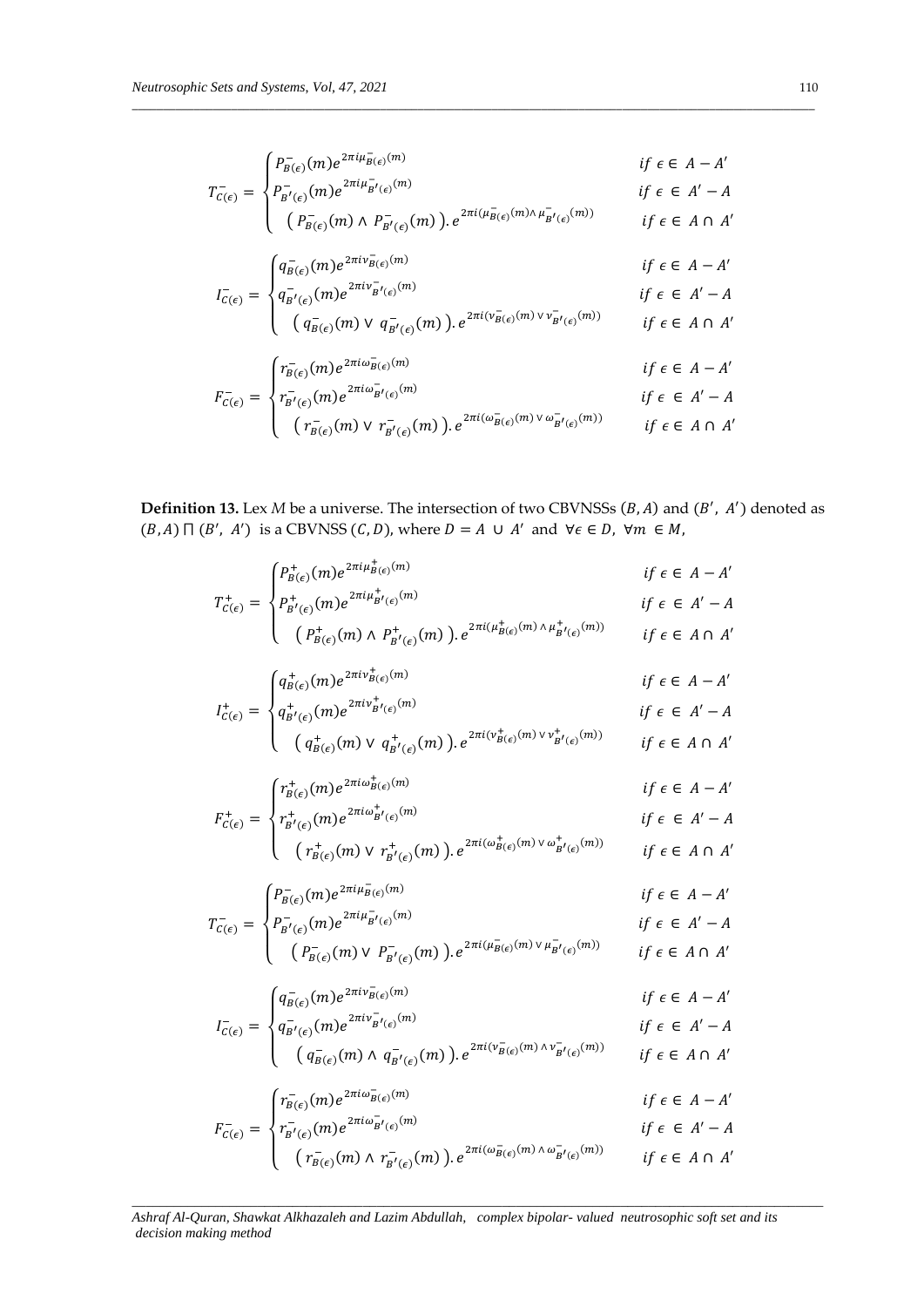$$T^{-}_{C(\epsilon)} = \begin{cases} P^{-}_{B(\epsilon)}(m)e^{2\pi i\mu^{-}_{B(\epsilon)}(m)} & if\ \epsilon \in A - A' \\ P^{-}_{B'(\epsilon)}(m)e^{2\pi i\mu^{-}_{B'(\epsilon)}(m)} & if\ \epsilon \in A' - A \\ \left( P^{-}_{B(\epsilon)}(m) \wedge P^{-}_{B'(\epsilon)}(m) \right). e^{2\pi i(\mu^{-}_{B(\epsilon)}(m) \wedge \mu^{-}_{B'(\epsilon)}(m))} & if\ \epsilon \in A \cap A' \end{cases}$$

$$I^{-}_{C(\epsilon)} = \begin{cases} q^{-}_{B(\epsilon)}(m)e^{2\pi i\nu^{-}_{B(\epsilon)}(m)} & if\ \epsilon \in A - A' \\ q^{-}_{B'(\epsilon)}(m)e^{2\pi i\nu^{-}_{B'(\epsilon)}(m)} & if\ \epsilon \in A' - A \\ \left( q^{-}_{B(\epsilon)}(m) \vee q^{-}_{B'(\epsilon)}(m) \right). e^{2\pi i(\nu^{-}_{B(\epsilon)}(m) \vee \nu^{-}_{B'(\epsilon)}(m))} & if\ \epsilon \in A \cap A' \end{cases}$$

$$F^{-}_{C(\epsilon)} = \begin{cases} r^{-}_{B(\epsilon)}(m)e^{2\pi i\omega^{-}_{B(\epsilon)}(m)} & if\ \epsilon \in A - A' \\ r^{-}_{B'(\epsilon)}(m)e^{2\pi i\omega^{-}_{B'(\epsilon)}(m)} & if\ \epsilon \in A' - A \\ \left( r^{-}_{B(\epsilon)}(m) \vee r^{-}_{B'(\epsilon)}(m) \right). e^{2\pi i(\omega^{-}_{B(\epsilon)}(m) \vee \omega^{-}_{B'(\epsilon)}(m))} & if\ \epsilon \in A \cap A' \end{cases}$$

**Definition 13.** Lex $M$ be a universe. The intersection of two CBVNSSs $(B, A)$ and $(B',\ A')$ denoted as $(B, A) \sqcap (B',\ A')$ is a CBVNSS $(C, D)$, where $D = A\ \cup\ A'$ and $\forall \epsilon \in D,\ \forall m\ \in M$,

$$T^{+}_{C(\epsilon)} = \begin{cases} P^{+}_{B(\epsilon)}(m)e^{2\pi i\mu^{+}_{B(\epsilon)}(m)} & if\ \epsilon \in A - A' \\ P^{+}_{B'(\epsilon)}(m)e^{2\pi i\mu^{+}_{B'(\epsilon)}(m)} & if\ \epsilon \in A' - A \\ \left( P^{+}_{B(\epsilon)}(m) \wedge P^{+}_{B'(\epsilon)}(m) \right). e^{2\pi i(\mu^{+}_{B(\epsilon)}(m) \wedge \mu^{+}_{B'(\epsilon)}(m))} & if\ \epsilon \in A \cap A' \end{cases}$$

$$I^{+}_{C(\epsilon)} = \begin{cases} q^{+}_{B(\epsilon)}(m)e^{2\pi i\nu^{+}_{B(\epsilon)}(m)} & if\ \epsilon \in A - A' \\ q^{+}_{B'(\epsilon)}(m)e^{2\pi i\nu^{+}_{B'(\epsilon)}(m)} & if\ \epsilon \in A' - A \\ \left( q^{+}_{B(\epsilon)}(m) \vee q^{+}_{B'(\epsilon)}(m) \right). e^{2\pi i(\nu^{+}_{B(\epsilon)}(m) \vee \nu^{+}_{B'(\epsilon)}(m))} & if\ \epsilon \in A \cap A' \end{cases}$$

$$F^{+}_{C(\epsilon)} = \begin{cases} r^{+}_{B(\epsilon)}(m)e^{2\pi i\omega^{+}_{B(\epsilon)}(m)} & if\ \epsilon \in A - A' \\ r^{+}_{B'(\epsilon)}(m)e^{2\pi i\omega^{+}_{B'(\epsilon)}(m)} & if\ \epsilon \in A' - A \\ \left( r^{+}_{B(\epsilon)}(m) \vee r^{+}_{B'(\epsilon)}(m) \right). e^{2\pi i(\omega^{+}_{B(\epsilon)}(m) \vee \omega^{+}_{B'(\epsilon)}(m))} & if\ \epsilon \in A \cap A' \end{cases}$$

$$T^{-}_{C(\epsilon)} = \begin{cases} P^{-}_{B(\epsilon)}(m)e^{2\pi i\mu^{-}_{B(\epsilon)}(m)} & if\ \epsilon \in A - A' \\ P^{-}_{B'(\epsilon)}(m)e^{2\pi i\mu^{-}_{B'(\epsilon)}(m)} & if\ \epsilon \in A' - A \\ \left( P^{-}_{B(\epsilon)}(m) \vee P^{-}_{B'(\epsilon)}(m) \right). e^{2\pi i(\mu^{-}_{B(\epsilon)}(m) \vee \mu^{-}_{B'(\epsilon)}(m))} & if\ \epsilon \in A \cap A' \end{cases}$$

$$I^{-}_{C(\epsilon)} = \begin{cases} q^{-}_{B(\epsilon)}(m)e^{2\pi i\nu^{-}_{B(\epsilon)}(m)} & if\ \epsilon \in A - A' \\ q^{-}_{B'(\epsilon)}(m)e^{2\pi i\nu^{-}_{B'(\epsilon)}(m)} & if\ \epsilon \in A' - A \\ \left( q^{-}_{B(\epsilon)}(m) \wedge q^{-}_{B'(\epsilon)}(m) \right). e^{2\pi i(\nu^{-}_{B(\epsilon)}(m) \wedge \nu^{-}_{B'(\epsilon)}(m))} & if\ \epsilon \in A \cap A' \end{cases}$$

$$F^{-}_{C(\epsilon)} = \begin{cases} r^{-}_{B(\epsilon)}(m)e^{2\pi i\omega^{-}_{B(\epsilon)}(m)} & if\ \epsilon \in A - A' \\ r^{-}_{B'(\epsilon)}(m)e^{2\pi i\omega^{-}_{B'(\epsilon)}(m)} & if\ \epsilon \in A' - A \\ \left( r^{-}_{B(\epsilon)}(m) \wedge r^{-}_{B'(\epsilon)}(m) \right). e^{2\pi i(\omega^{-}_{B(\epsilon)}(m) \wedge \omega^{-}_{B'(\epsilon)}(m))} & if\ \epsilon \in A \cap A' \end{cases}$$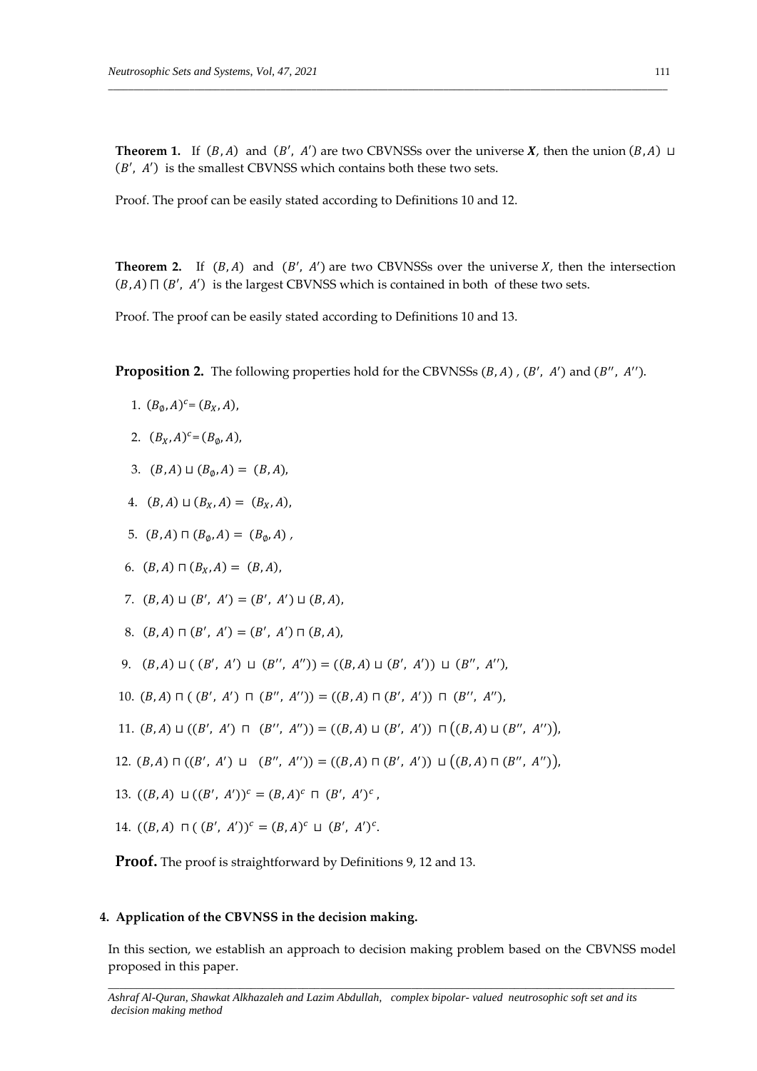**Theorem 1.** If $(B, A)$ and $(B', A')$ are two CBVNSSs over the universe $\boldsymbol{X}$, then the union $(B, A) \sqcup (B', A')$ is the smallest CBVNSS which contains both these two sets.

Proof. The proof can be easily stated according to Definitions 10 and 12.

**Theorem 2.** If $(B, A)$ and $(B', A')$ are two CBVNSSs over the universe $X$, then the intersection $(B, A) \sqcap (B', A')$ is the largest CBVNSS which is contained in both of these two sets.

Proof. The proof can be easily stated according to Definitions 10 and 13.

**Proposition 2.** The following properties hold for the CBVNSSs $(B, A)$, $(B', A')$ and $(B'', A'')$.

1. $(B_\emptyset, A)^c = (B_X, A)$,
2. $(B_X, A)^c = (B_\emptyset, A)$,
3. $(B, A) \sqcup (B_\emptyset, A) = (B, A)$,
4. $(B, A) \sqcup (B_X, A) = (B_X, A)$,
5. $(B, A) \sqcap (B_\emptyset, A) = (B_\emptyset, A)$ ,
6. $(B, A) \sqcap (B_X, A) = (B, A)$,
7. $(B, A) \sqcup (B', A') = (B', A') \sqcup (B, A)$,
8. $(B, A) \sqcap (B', A') = (B', A') \sqcap (B, A)$,
9. $(B, A) \sqcup ( (B', A') \sqcup (B'', A'')) = ((B, A) \sqcup (B', A')) \sqcup (B'', A'')$,
10. $(B, A) \sqcap ( (B', A') \sqcap (B'', A'')) = ((B, A) \sqcap (B', A')) \sqcap (B'', A'')$,
11. $(B, A) \sqcup ((B', A') \sqcap (B'', A'')) = ((B, A) \sqcup (B', A')) \sqcap \big((B, A) \sqcup (B'', A'')\big)$,
12. $(B, A) \sqcap ((B', A') \sqcup (B'', A'')) = ((B, A) \sqcap (B', A')) \sqcup \big((B, A) \sqcap (B'', A'')\big)$,
13. $((B, A) \sqcup (B', A'))^c = (B, A)^c \sqcap (B', A')^c$ ,
14. $((B, A) \sqcap ( B', A'))^c = (B, A)^c \sqcup (B', A')^c$.

**Proof.** The proof is straightforward by Definitions 9, 12 and 13.

#### 4. Application of the CBVNSS in the decision making.

In this section, we establish an approach to decision making problem based on the CBVNSS model proposed in this paper.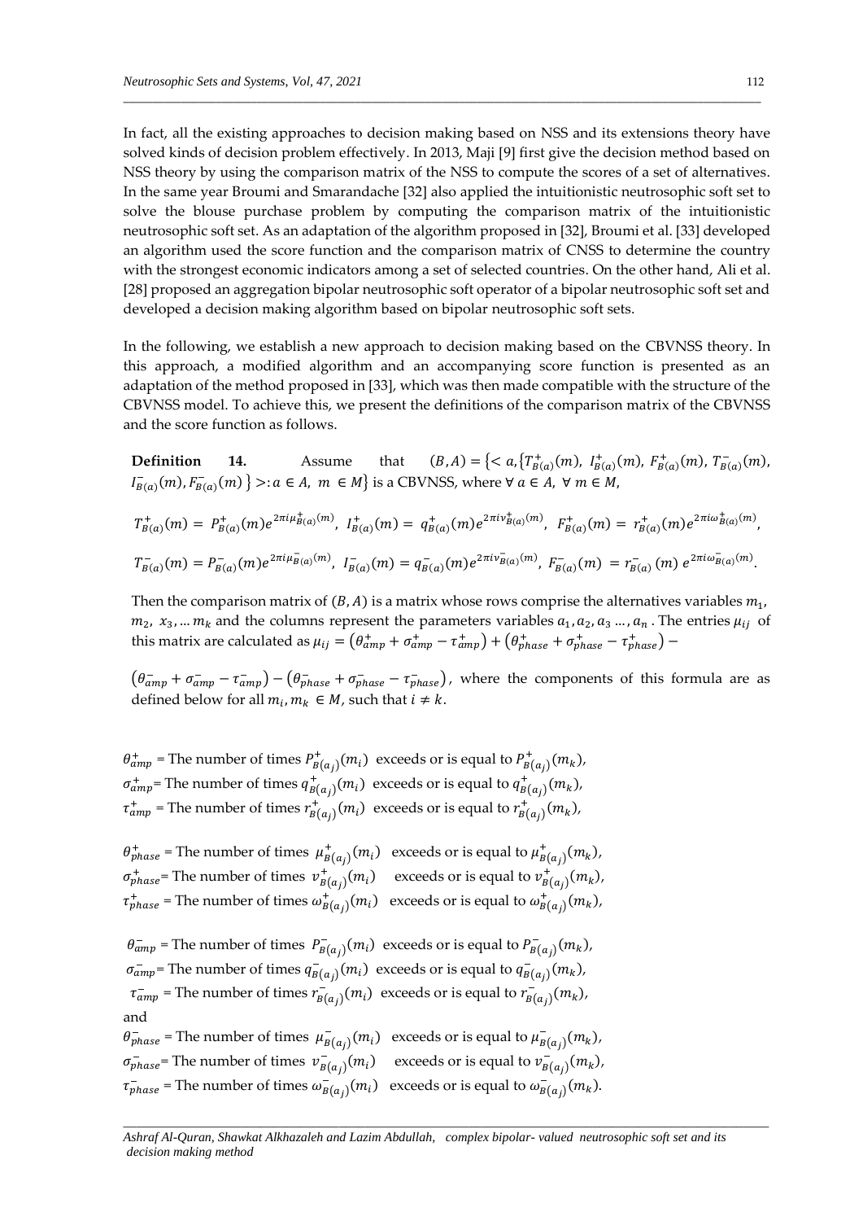In fact, all the existing approaches to decision making based on NSS and its extensions theory have solved kinds of decision problem effectively. In 2013, Maji [9] first give the decision method based on NSS theory by using the comparison matrix of the NSS to compute the scores of a set of alternatives. In the same year Broumi and Smarandache [32] also applied the intuitionistic neutrosophic soft set to solve the blouse purchase problem by computing the comparison matrix of the intuitionistic neutrosophic soft set. As an adaptation of the algorithm proposed in [32], Broumi et al. [33] developed an algorithm used the score function and the comparison matrix of CNSS to determine the country with the strongest economic indicators among a set of selected countries. On the other hand, Ali et al. [28] proposed an aggregation bipolar neutrosophic soft operator of a bipolar neutrosophic soft set and developed a decision making algorithm based on bipolar neutrosophic soft sets.

In the following, we establish a new approach to decision making based on the CBVNSS theory. In this approach, a modified algorithm and an accompanying score function is presented as an adaptation of the method proposed in [33], which was then made compatible with the structure of the CBVNSS model. To achieve this, we present the definitions of the comparison matrix of the CBVNSS and the score function as follows.

**Definition 14.** Assume that $(B, A) = \{< a, \{T^{+}_{B(a)}(m),\ I^{+}_{B(a)}(m),\ F^{+}_{B(a)}(m),\ T^{-}_{B(a)}(m),\ I^{-}_{B(a)}(m), F^{-}_{B(a)}(m)\} >: a \in A,\ m \in M\}$ is a CBVNSS, where $\forall\, a \in A,\ \forall\, m \in M$,

$$T^{+}_{B(a)}(m) = P^{+}_{B(a)}(m)e^{2\pi i\mu^{+}_{B(a)}(m)},\ I^{+}_{B(a)}(m) = q^{+}_{B(a)}(m)e^{2\pi i v^{+}_{B(a)}(m)},\ F^{+}_{B(a)}(m) = r^{+}_{B(a)}(m)e^{2\pi i\omega^{+}_{B(a)}(m)},$$

$$T^{-}_{B(a)}(m) = P^{-}_{B(a)}(m)e^{2\pi i\mu^{-}_{B(a)}(m)},\ I^{-}_{B(a)}(m) = q^{-}_{B(a)}(m)e^{2\pi i v^{-}_{B(a)}(m)},\ F^{-}_{B(a)}(m) = r^{-}_{B(a)}(m)\, e^{2\pi i\omega^{-}_{B(a)}(m)}.$$

Then the comparison matrix of $(B, A)$ is a matrix whose rows comprise the alternatives variables $m_1$, $m_2$, $x_3, \dots m_k$ and the columns represent the parameters variables $a_1, a_2, a_3 \dots, a_n$. The entries $\mu_{ij}$ of this matrix are calculated as $\mu_{ij} = \left(\theta^{+}_{amp} + \sigma^{+}_{amp} - \tau^{+}_{amp}\right) + \left(\theta^{+}_{phase} + \sigma^{+}_{phase} - \tau^{+}_{phase}\right) - \left(\theta^{-}_{amp} + \sigma^{-}_{amp} - \tau^{-}_{amp}\right) - \left(\theta^{-}_{phase} + \sigma^{-}_{phase} - \tau^{-}_{phase}\right)$, where the components of this formula are as defined below for all $m_i, m_k \in M$, such that $i \neq k$.

$\theta^{+}_{amp}$ = The number of times $P^{+}_{B(a_j)}(m_i)$ exceeds or is equal to $P^{+}_{B(a_j)}(m_k)$,
$\sigma^{+}_{amp}$= The number of times $q^{+}_{B(a_j)}(m_i)$ exceeds or is equal to $q^{+}_{B(a_j)}(m_k)$,
$\tau^{+}_{amp}$ = The number of times $r^{+}_{B(a_j)}(m_i)$ exceeds or is equal to $r^{+}_{B(a_j)}(m_k)$,

$\theta^{+}_{phase}$ = The number of times $\mu^{+}_{B(a_j)}(m_i)$ exceeds or is equal to $\mu^{+}_{B(a_j)}(m_k)$,
$\sigma^{+}_{phase}$= The number of times $v^{+}_{B(a_j)}(m_i)$ exceeds or is equal to $v^{+}_{B(a_j)}(m_k)$,
$\tau^{+}_{phase}$ = The number of times $\omega^{+}_{B(a_j)}(m_i)$ exceeds or is equal to $\omega^{+}_{B(a_j)}(m_k)$,

$\theta^{-}_{amp}$ = The number of times $P^{-}_{B(a_j)}(m_i)$ exceeds or is equal to $P^{-}_{B(a_j)}(m_k)$,
$\sigma^{-}_{amp}$= The number of times $q^{-}_{B(a_j)}(m_i)$ exceeds or is equal to $q^{-}_{B(a_j)}(m_k)$,
$\tau^{-}_{amp}$ = The number of times $r^{-}_{B(a_j)}(m_i)$ exceeds or is equal to $r^{-}_{B(a_j)}(m_k)$,
and
$\theta^{-}_{phase}$ = The number of times $\mu^{-}_{B(a_j)}(m_i)$ exceeds or is equal to $\mu^{-}_{B(a_j)}(m_k)$,
$\sigma^{-}_{phase}$= The number of times $v^{-}_{B(a_j)}(m_i)$ exceeds or is equal to $v^{-}_{B(a_j)}(m_k)$,
$\tau^{-}_{phase}$ = The number of times $\omega^{-}_{B(a_j)}(m_i)$ exceeds or is equal to $\omega^{-}_{B(a_j)}(m_k)$.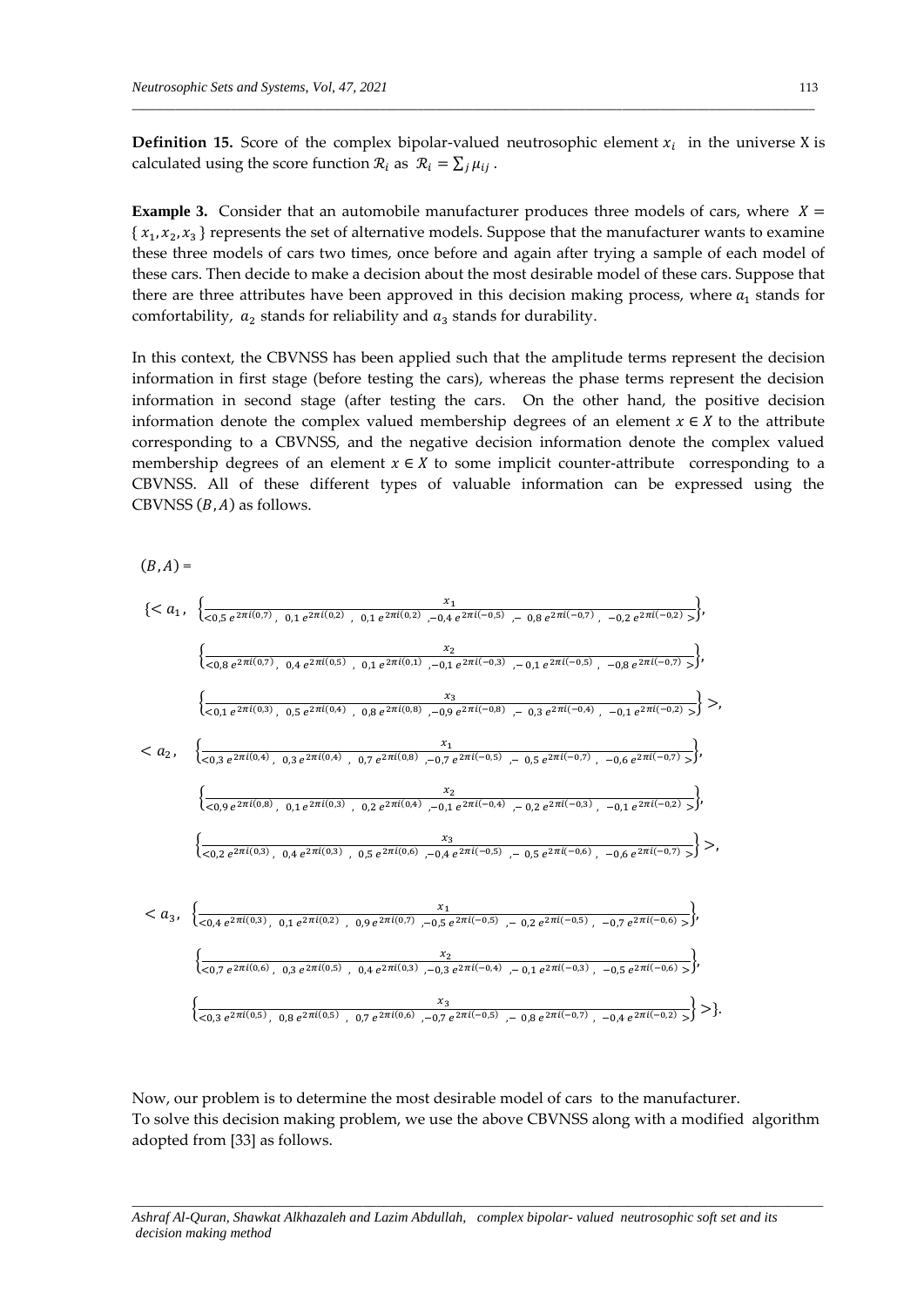**Definition 15.** Score of the complex bipolar-valued neutrosophic element $x_i$ in the universe X is calculated using the score function $\mathcal{R}_i$ as $\mathcal{R}_i = \sum_j \mu_{ij}$.

**Example 3.** Consider that an automobile manufacturer produces three models of cars, where $X = \{x_1, x_2, x_3\}$ represents the set of alternative models. Suppose that the manufacturer wants to examine these three models of cars two times, once before and again after trying a sample of each model of these cars. Then decide to make a decision about the most desirable model of these cars. Suppose that there are three attributes have been approved in this decision making process, where $a_1$ stands for comfortability, $a_2$ stands for reliability and $a_3$ stands for durability.

In this context, the CBVNSS has been applied such that the amplitude terms represent the decision information in first stage (before testing the cars), whereas the phase terms represent the decision information in second stage (after testing the cars. On the other hand, the positive decision information denote the complex valued membership degrees of an element $x \in X$ to the attribute corresponding to a CBVNSS, and the negative decision information denote the complex valued membership degrees of an element $x \in X$ to some implicit counter-attribute corresponding to a CBVNSS. All of these different types of valuable information can be expressed using the CBVNSS $(B, A)$ as follows.

$(B, A) =$

$$\{< a_1, \left\{\frac{x_1}{<0{,}5\, e^{2\pi i(0{,}7)},\ 0{,}1\, e^{2\pi i(0{,}2)},\ 0{,}1\, e^{2\pi i(0{,}2)},-0{,}4\, e^{2\pi i(-0{,}5)},-\ 0{,}8\, e^{2\pi i(-0{,}7)},\ -0{,}2\, e^{2\pi i(-0{,}2)}>}\right\},$$

$$\left\{\frac{x_2}{<0{,}8\, e^{2\pi i(0{,}7)},\ 0{,}4\, e^{2\pi i(0{,}5)},\ 0{,}1\, e^{2\pi i(0{,}1)},-0{,}1\, e^{2\pi i(-0{,}3)},-\ 0{,}1\, e^{2\pi i(-0{,}5)},\ -0{,}8\, e^{2\pi i(-0{,}7)}>}\right\},$$

$$\left\{\frac{x_3}{<0{,}1\, e^{2\pi i(0{,}3)},\ 0{,}5\, e^{2\pi i(0{,}4)},\ 0{,}8\, e^{2\pi i(0{,}8)},-0{,}9\, e^{2\pi i(-0{,}8)},-\ 0{,}3\, e^{2\pi i(-0{,}4)},\ -0{,}1\, e^{2\pi i(-0{,}2)}>}\right\}>,$$

$$< a_2, \left\{\frac{x_1}{<0{,}3\, e^{2\pi i(0{,}4)},\ 0{,}3\, e^{2\pi i(0{,}4)},\ 0{,}7\, e^{2\pi i(0{,}8)},-0{,}7\, e^{2\pi i(-0{,}5)},-\ 0{,}5\, e^{2\pi i(-0{,}7)},\ -0{,}6\, e^{2\pi i(-0{,}7)}>}\right\},$$

$$\left\{\frac{x_2}{<0{,}9\, e^{2\pi i(0{,}8)},\ 0{,}1\, e^{2\pi i(0{,}3)},\ 0{,}2\, e^{2\pi i(0{,}4)},-0{,}1\, e^{2\pi i(-0{,}4)},-\ 0{,}2\, e^{2\pi i(-0{,}3)},\ -0{,}1\, e^{2\pi i(-0{,}2)}>}\right\},$$

$$\left\{\frac{x_3}{<0{,}2\, e^{2\pi i(0{,}3)},\ 0{,}4\, e^{2\pi i(0{,}3)},\ 0{,}5\, e^{2\pi i(0{,}6)},-0{,}4\, e^{2\pi i(-0{,}5)},-\ 0{,}5\, e^{2\pi i(-0{,}6)},\ -0{,}6\, e^{2\pi i(-0{,}7)}>}\right\}>,$$

$$< a_3, \left\{\frac{x_1}{<0{,}4\, e^{2\pi i(0{,}3)},\ 0{,}1\, e^{2\pi i(0{,}2)},\ 0{,}9\, e^{2\pi i(0{,}7)},-0{,}5\, e^{2\pi i(-0{,}5)},-\ 0{,}2\, e^{2\pi i(-0{,}5)},\ -0{,}7\, e^{2\pi i(-0{,}6)}>}\right\},$$

$$\left\{\frac{x_2}{<0{,}7\, e^{2\pi i(0{,}6)},\ 0{,}3\, e^{2\pi i(0{,}5)},\ 0{,}4\, e^{2\pi i(0{,}3)},-0{,}3\, e^{2\pi i(-0{,}4)},-\ 0{,}1\, e^{2\pi i(-0{,}3)},\ -0{,}5\, e^{2\pi i(-0{,}6)}>}\right\},$$

$$\left\{\frac{x_3}{<0{,}3\, e^{2\pi i(0{,}5)},\ 0{,}8\, e^{2\pi i(0{,}5)},\ 0{,}7\, e^{2\pi i(0{,}6)},-0{,}7\, e^{2\pi i(-0{,}5)},-\ 0{,}8\, e^{2\pi i(-0{,}7)},\ -0{,}4\, e^{2\pi i(-0{,}2)}>}\right\}>\}.$$

Now, our problem is to determine the most desirable model of cars to the manufacturer.
To solve this decision making problem, we use the above CBVNSS along with a modified algorithm adopted from [33] as follows.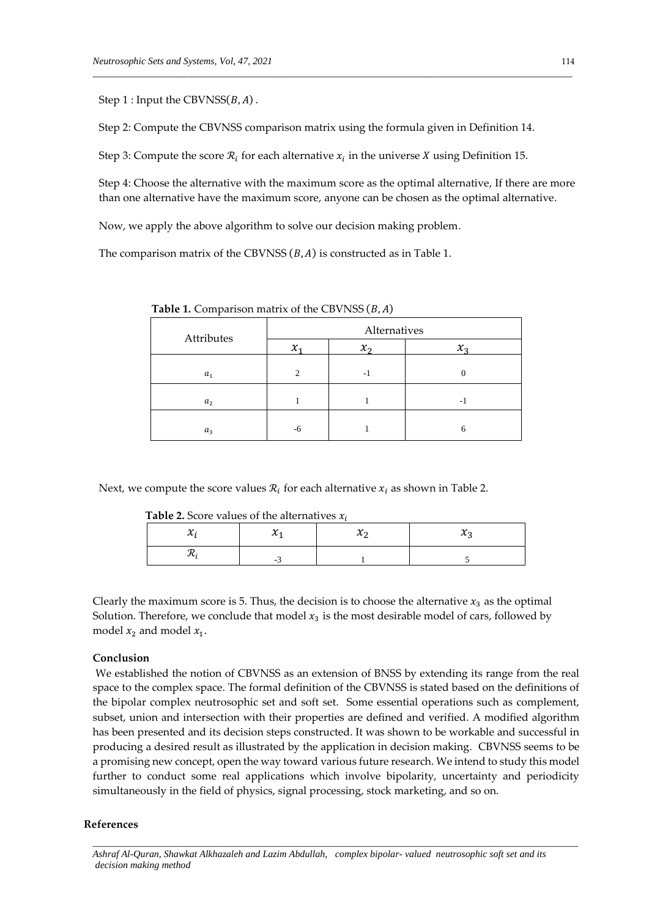Step 1 : Input the CBVNSS$(B, A)$ .

Step 2: Compute the CBVNSS comparison matrix using the formula given in Definition 14.

Step 3: Compute the score $\mathcal{R}_i$ for each alternative $x_i$ in the universe $X$ using Definition 15.

Step 4: Choose the alternative with the maximum score as the optimal alternative, If there are more than one alternative have the maximum score, anyone can be chosen as the optimal alternative.

Now, we apply the above algorithm to solve our decision making problem.

The comparison matrix of the CBVNSS $(B, A)$ is constructed as in Table 1.

**Table 1.** Comparison matrix of the CBVNSS $(B, A)$

| Attributes | Alternatives | | |
|---|---|---|---|
| | $x_1$ | $x_2$ | $x_3$ |
| $a_1$ | 2 | -1 | 0 |
| $a_2$ | 1 | 1 | -1 |
| $a_3$ | -6 | 1 | 6 |

Next, we compute the score values $\mathcal{R}_i$ for each alternative $x_i$ as shown in Table 2.

**Table 2.** Score values of the alternatives $x_i$

| $x_i$ | $x_1$ | $x_2$ | $x_3$ |
|---|---|---|---|
| $\mathcal{R}_i$ | -3 | 1 | 5 |

Clearly the maximum score is 5. Thus, the decision is to choose the alternative $x_3$ as the optimal Solution. Therefore, we conclude that model $x_3$ is the most desirable model of cars, followed by model $x_2$ and model $x_1$.

## Conclusion

We established the notion of CBVNSS as an extension of BNSS by extending its range from the real space to the complex space. The formal definition of the CBVNSS is stated based on the definitions of the bipolar complex neutrosophic set and soft set. Some essential operations such as complement, subset, union and intersection with their properties are defined and verified. A modified algorithm has been presented and its decision steps constructed. It was shown to be workable and successful in producing a desired result as illustrated by the application in decision making. CBVNSS seems to be a promising new concept, open the way toward various future research. We intend to study this model further to conduct some real applications which involve bipolarity, uncertainty and periodicity simultaneously in the field of physics, signal processing, stock marketing, and so on.

## References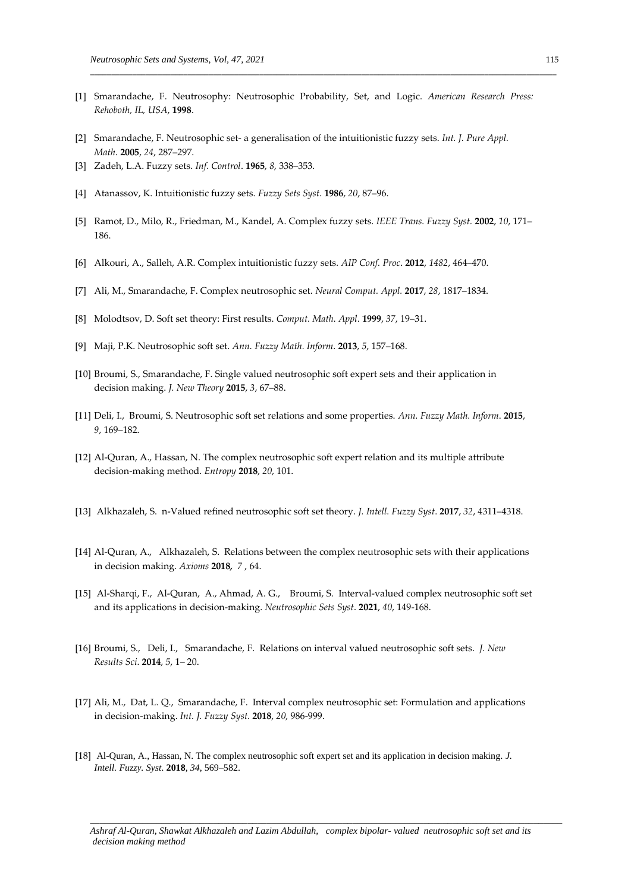[1] Smarandache, F. Neutrosophy: Neutrosophic Probability, Set, and Logic. *American Research Press: Rehoboth, IL, USA*, **1998**.

[2] Smarandache, F. Neutrosophic set- a generalisation of the intuitionistic fuzzy sets. *Int. J. Pure Appl. Math*. **2005**, *24*, 287–297.

[3] Zadeh, L.A. Fuzzy sets. *Inf. Control*. **1965**, *8*, 338–353.

[4] Atanassov, K. Intuitionistic fuzzy sets. *Fuzzy Sets Syst*. **1986**, *20*, 87–96.

[5] Ramot, D., Milo, R., Friedman, M., Kandel, A. Complex fuzzy sets. *IEEE Trans. Fuzzy Syst.* **2002**, *10*, 171–186.

[6] Alkouri, A., Salleh, A.R. Complex intuitionistic fuzzy sets. *AIP Conf. Proc*. **2012**, *1482*, 464–470.

[7] Ali, M., Smarandache, F. Complex neutrosophic set. *Neural Comput. Appl.* **2017**, *28*, 1817–1834.

[8] Molodtsov, D. Soft set theory: First results. *Comput. Math. Appl*. **1999**, *37*, 19–31.

[9] Maji, P.K. Neutrosophic soft set. *Ann. Fuzzy Math. Inform*. **2013**, *5*, 157–168.

[10] Broumi, S., Smarandache, F. Single valued neutrosophic soft expert sets and their application in decision making. *J. New Theory* **2015**, *3*, 67–88.

[11] Deli, I., Broumi, S. Neutrosophic soft set relations and some properties. *Ann. Fuzzy Math. Inform*. **2015**, *9*, 169–182.

[12] Al-Quran, A., Hassan, N. The complex neutrosophic soft expert relation and its multiple attribute decision-making method. *Entropy* **2018**, *20*, 101.

[13] Alkhazaleh, S. n-Valued refined neutrosophic soft set theory. *J. Intell. Fuzzy Syst*. **2017**, *32*, 4311–4318.

[14] Al-Quran, A., Alkhazaleh, S. Relations between the complex neutrosophic sets with their applications in decision making. *Axioms* **2018,** *7* , 64.

[15] Al-Sharqi, F., Al-Quran, A., Ahmad, A. G., Broumi, S. Interval-valued complex neutrosophic soft set and its applications in decision-making. *Neutrosophic Sets Syst*. **2021**, *40*, 149-168.

[16] Broumi, S., Deli, I., Smarandache, F. Relations on interval valued neutrosophic soft sets. *J. New Results Sci*. **2014**, *5*, 1– 20.

[17] Ali, M., Dat, L. Q., Smarandache, F. Interval complex neutrosophic set: Formulation and applications in decision-making. *Int. J. Fuzzy Syst.* **2018**, *20*, 986-999.

[18] Al-Quran, A., Hassan, N. The complex neutrosophic soft expert set and its application in decision making. *J. Intell. Fuzzy. Syst.* **2018**, *34*, 569–582.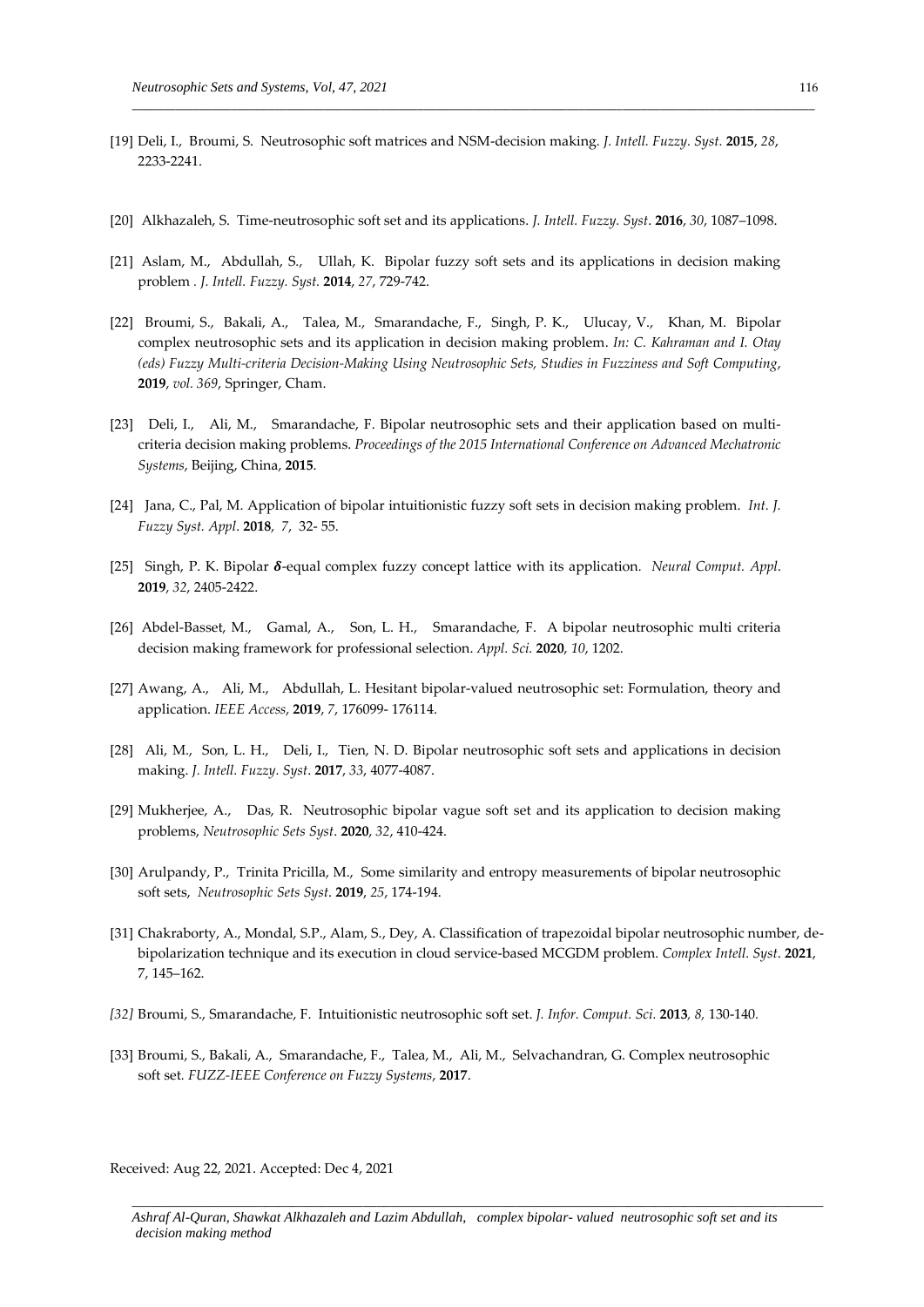[19] Deli, I., Broumi, S. Neutrosophic soft matrices and NSM-decision making. *J. Intell. Fuzzy. Syst.* **2015**, *28*, 2233-2241.

[20] Alkhazaleh, S. Time-neutrosophic soft set and its applications. *J. Intell. Fuzzy. Syst*. **2016**, *30*, 1087–1098.

[21] Aslam, M., Abdullah, S., Ullah, K. Bipolar fuzzy soft sets and its applications in decision making problem . *J. Intell. Fuzzy. Syst.* **2014**, *27*, 729-742.

[22] Broumi, S., Bakali, A., Talea, M., Smarandache, F., Singh, P. K., Ulucay, V., Khan, M. Bipolar complex neutrosophic sets and its application in decision making problem. *In: C. Kahraman and I. Otay (eds) Fuzzy Multi-criteria Decision-Making Using Neutrosophic Sets, Studies in Fuzziness and Soft Computing*, **2019**, *vol. 369*, Springer, Cham.

[23] Deli, I., Ali, M., Smarandache, F. Bipolar neutrosophic sets and their application based on multi-criteria decision making problems. *Proceedings of the 2015 International Conference on Advanced Mechatronic Systems*, Beijing, China, **2015**.

[24] Jana, C., Pal, M. Application of bipolar intuitionistic fuzzy soft sets in decision making problem. *Int. J. Fuzzy Syst. Appl*. **2018**, *7*, 32- 55.

[25] Singh, P. K. Bipolar $\boldsymbol{\delta}$-equal complex fuzzy concept lattice with its application. *Neural Comput. Appl*. **2019**, *32*, 2405-2422.

[26] Abdel-Basset, M., Gamal, A., Son, L. H., Smarandache, F. A bipolar neutrosophic multi criteria decision making framework for professional selection. *Appl. Sci.* **2020**, *10*, 1202.

[27] Awang, A., Ali, M., Abdullah, L. Hesitant bipolar-valued neutrosophic set: Formulation, theory and application. *IEEE Access*, **2019**, *7*, 176099- 176114.

[28] Ali, M., Son, L. H., Deli, I., Tien, N. D. Bipolar neutrosophic soft sets and applications in decision making. *J. Intell. Fuzzy. Syst*. **2017**, *33*, 4077-4087.

[29] Mukherjee, A., Das, R. Neutrosophic bipolar vague soft set and its application to decision making problems, *Neutrosophic Sets Syst*. **2020**, *32*, 410-424.

[30] Arulpandy, P., Trinita Pricilla, M., Some similarity and entropy measurements of bipolar neutrosophic soft sets, *Neutrosophic Sets Syst*. **2019**, *25*, 174-194.

[31] Chakraborty, A., Mondal, S.P., Alam, S., Dey, A. Classification of trapezoidal bipolar neutrosophic number, de-bipolarization technique and its execution in cloud service-based MCGDM problem. *Complex Intell. Syst*. **2021**, 7, 145–162.

*[32]* Broumi, S., Smarandache, F. Intuitionistic neutrosophic soft set. *J. Infor. Comput. Sci.* **2013**, *8*, 130-140.

[33] Broumi, S., Bakali, A., Smarandache, F., Talea, M., Ali, M., Selvachandran, G. Complex neutrosophic soft set. *FUZZ-IEEE Conference on Fuzzy Systems*, **2017**.

Received: Aug 22, 2021. Accepted: Dec 4, 2021